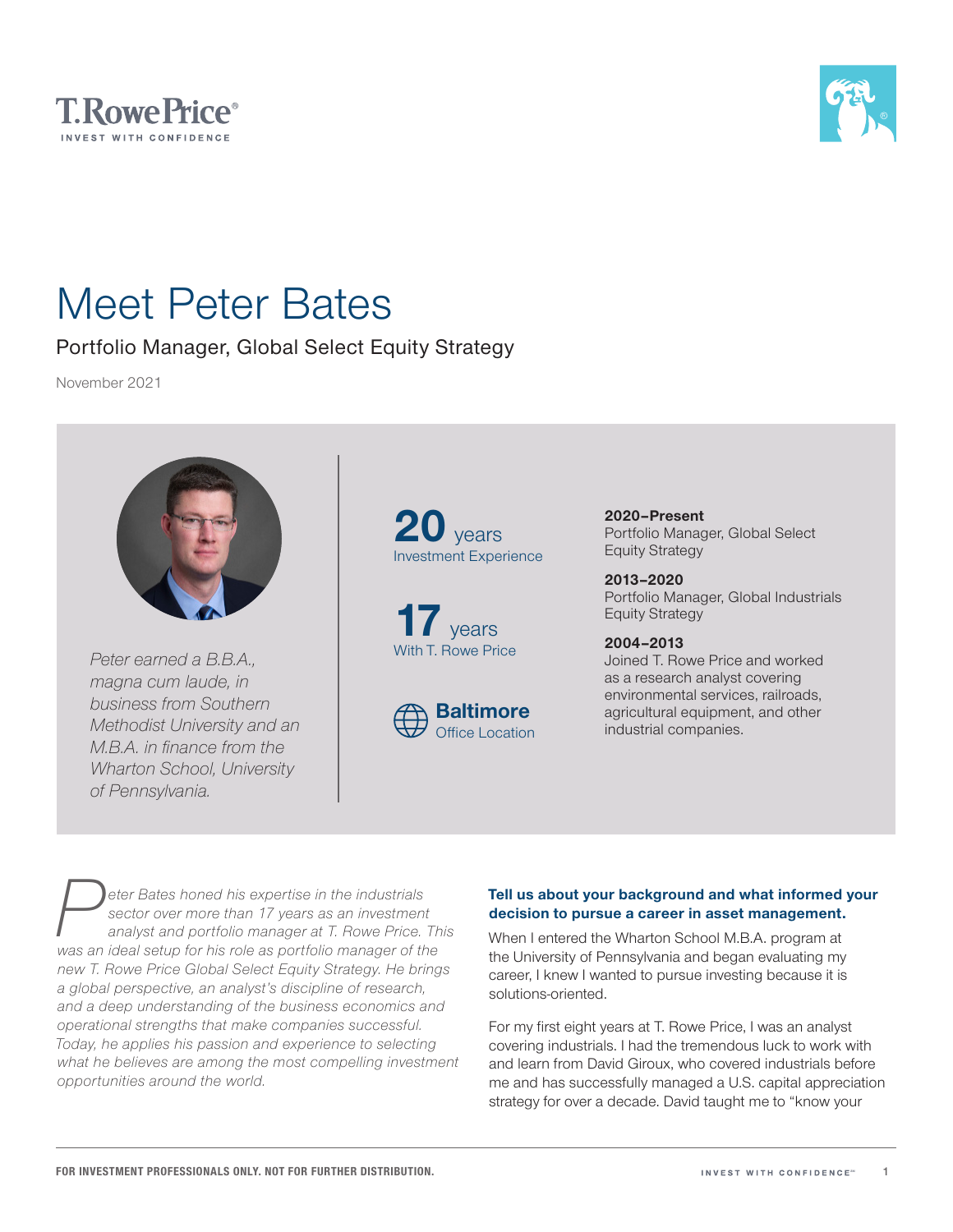# Meet Peter Bates

## Portfolio Manager, Global Select Equity Strategy

November 2021

*Peter earned a B.B.A., magna cum laude, in business from Southern Methodist University and an M.B.A. in finance from the Wharton School, University of Pennsylvania.*

**20** years
Investment Experience

**17** years
With T. Rowe Price

**Baltimore**
Office Location

**2020–Present**
Portfolio Manager, Global Select Equity Strategy

**2013–2020**
Portfolio Manager, Global Industrials Equity Strategy

**2004–2013**
Joined T. Rowe Price and worked as a research analyst covering environmental services, railroads, agricultural equipment, and other industrial companies.

*Peter Bates honed his expertise in the industrials sector over more than 17 years as an investment analyst and portfolio manager at T. Rowe Price. This was an ideal setup for his role as portfolio manager of the new T. Rowe Price Global Select Equity Strategy. He brings a global perspective, an analyst's discipline of research, and a deep understanding of the business economics and operational strengths that make companies successful. Today, he applies his passion and experience to selecting what he believes are among the most compelling investment opportunities around the world.*

**Tell us about your background and what informed your decision to pursue a career in asset management.**

When I entered the Wharton School M.B.A. program at the University of Pennsylvania and began evaluating my career, I knew I wanted to pursue investing because it is solutions-oriented.

For my first eight years at T. Rowe Price, I was an analyst covering industrials. I had the tremendous luck to work with and learn from David Giroux, who covered industrials before me and has successfully managed a U.S. capital appreciation strategy for over a decade. David taught me to "know your

FOR INVESTMENT PROFESSIONALS ONLY. NOT FOR FURTHER DISTRIBUTION.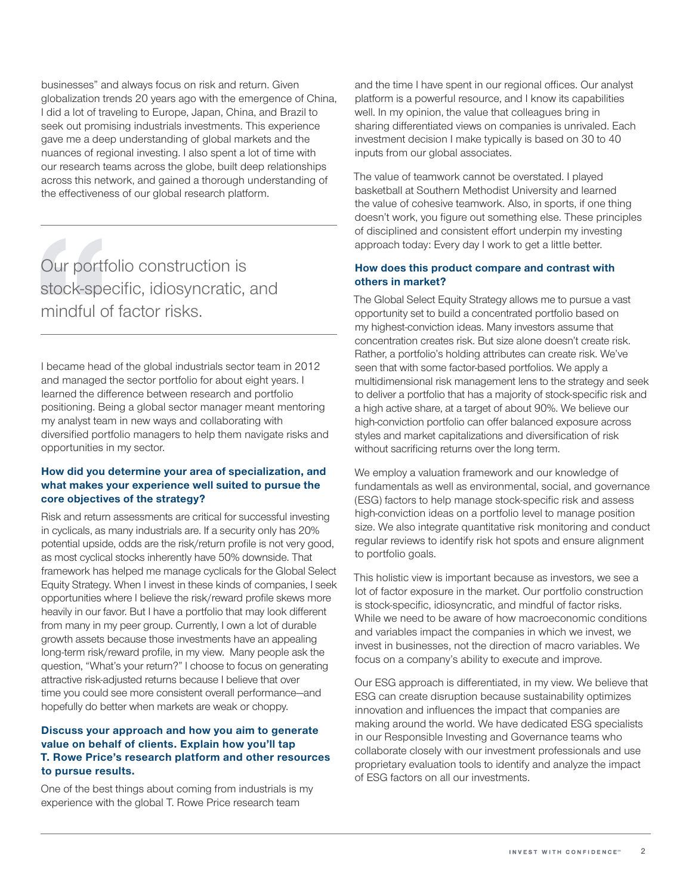businesses" and always focus on risk and return. Given globalization trends 20 years ago with the emergence of China, I did a lot of traveling to Europe, Japan, China, and Brazil to seek out promising industrials investments. This experience gave me a deep understanding of global markets and the nuances of regional investing. I also spent a lot of time with our research teams across the globe, built deep relationships across this network, and gained a thorough understanding of the effectiveness of our global research platform.

> Our portfolio construction is stock-specific, idiosyncratic, and mindful of factor risks.

I became head of the global industrials sector team in 2012 and managed the sector portfolio for about eight years. I learned the difference between research and portfolio positioning. Being a global sector manager meant mentoring my analyst team in new ways and collaborating with diversified portfolio managers to help them navigate risks and opportunities in my sector.

### How did you determine your area of specialization, and what makes your experience well suited to pursue the core objectives of the strategy?

Risk and return assessments are critical for successful investing in cyclicals, as many industrials are. If a security only has 20% potential upside, odds are the risk/return profile is not very good, as most cyclical stocks inherently have 50% downside. That framework has helped me manage cyclicals for the Global Select Equity Strategy. When I invest in these kinds of companies, I seek opportunities where I believe the risk/reward profile skews more heavily in our favor. But I have a portfolio that may look different from many in my peer group. Currently, I own a lot of durable growth assets because those investments have an appealing long-term risk/reward profile, in my view. Many people ask the question, "What's your return?" I choose to focus on generating attractive risk-adjusted returns because I believe that over time you could see more consistent overall performance—and hopefully do better when markets are weak or choppy.

### Discuss your approach and how you aim to generate value on behalf of clients. Explain how you'll tap T. Rowe Price's research platform and other resources to pursue results.

One of the best things about coming from industrials is my experience with the global T. Rowe Price research team and the time I have spent in our regional offices. Our analyst platform is a powerful resource, and I know its capabilities well. In my opinion, the value that colleagues bring in sharing differentiated views on companies is unrivaled. Each investment decision I make typically is based on 30 to 40 inputs from our global associates.

The value of teamwork cannot be overstated. I played basketball at Southern Methodist University and learned the value of cohesive teamwork. Also, in sports, if one thing doesn't work, you figure out something else. These principles of disciplined and consistent effort underpin my investing approach today: Every day I work to get a little better.

### How does this product compare and contrast with others in market?

The Global Select Equity Strategy allows me to pursue a vast opportunity set to build a concentrated portfolio based on my highest-conviction ideas. Many investors assume that concentration creates risk. But size alone doesn't create risk. Rather, a portfolio's holding attributes can create risk. We've seen that with some factor-based portfolios. We apply a multidimensional risk management lens to the strategy and seek to deliver a portfolio that has a majority of stock-specific risk and a high active share, at a target of about 90%. We believe our high-conviction portfolio can offer balanced exposure across styles and market capitalizations and diversification of risk without sacrificing returns over the long term.

We employ a valuation framework and our knowledge of fundamentals as well as environmental, social, and governance (ESG) factors to help manage stock-specific risk and assess high-conviction ideas on a portfolio level to manage position size. We also integrate quantitative risk monitoring and conduct regular reviews to identify risk hot spots and ensure alignment to portfolio goals.

This holistic view is important because as investors, we see a lot of factor exposure in the market. Our portfolio construction is stock-specific, idiosyncratic, and mindful of factor risks. While we need to be aware of how macroeconomic conditions and variables impact the companies in which we invest, we invest in businesses, not the direction of macro variables. We focus on a company's ability to execute and improve.

Our ESG approach is differentiated, in my view. We believe that ESG can create disruption because sustainability optimizes innovation and influences the impact that companies are making around the world. We have dedicated ESG specialists in our Responsible Investing and Governance teams who collaborate closely with our investment professionals and use proprietary evaluation tools to identify and analyze the impact of ESG factors on all our investments.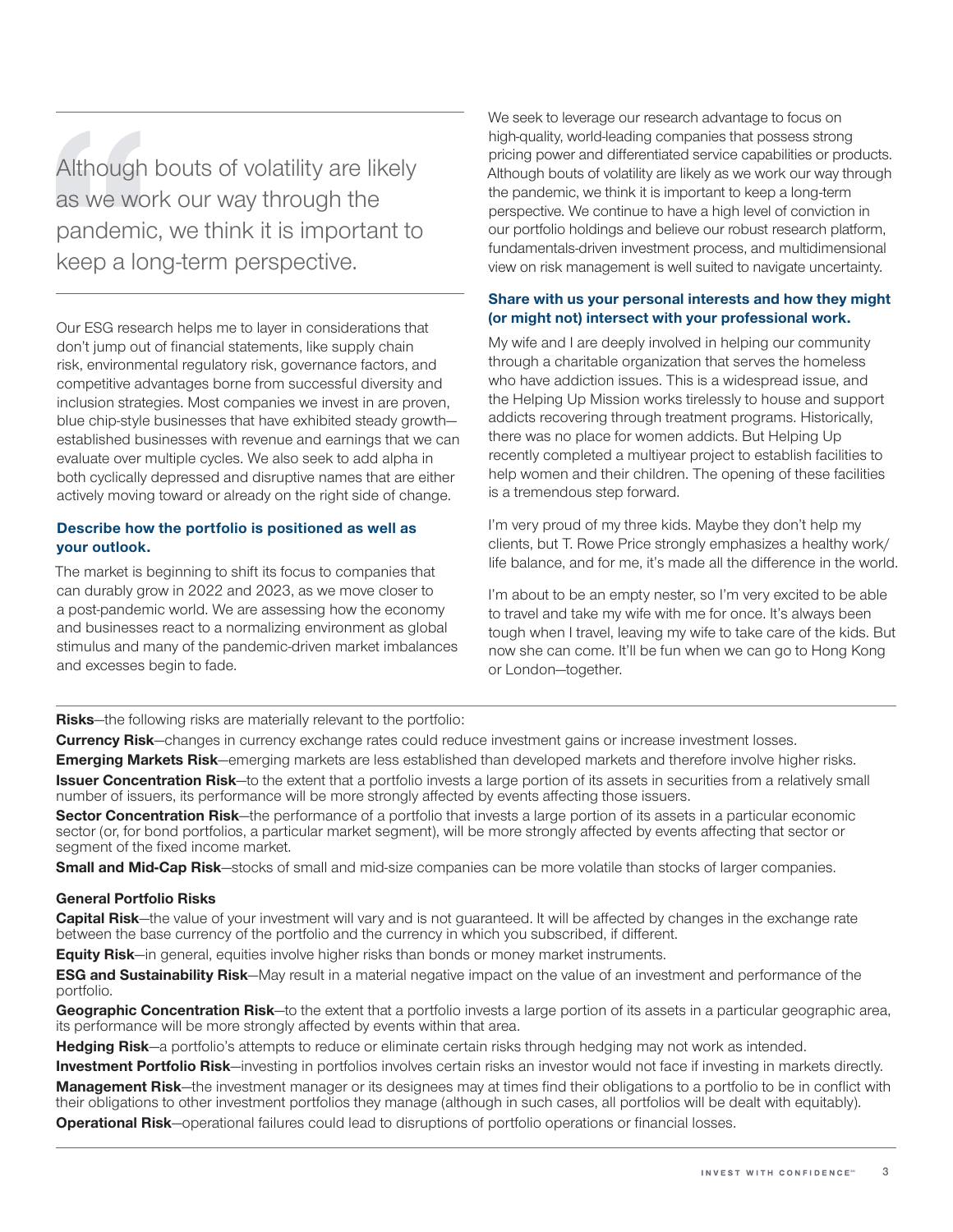> Although bouts of volatility are likely as we work our way through the pandemic, we think it is important to keep a long-term perspective.

Our ESG research helps me to layer in considerations that don't jump out of financial statements, like supply chain risk, environmental regulatory risk, governance factors, and competitive advantages borne from successful diversity and inclusion strategies. Most companies we invest in are proven, blue chip-style businesses that have exhibited steady growth—established businesses with revenue and earnings that we can evaluate over multiple cycles. We also seek to add alpha in both cyclically depressed and disruptive names that are either actively moving toward or already on the right side of change.

**Describe how the portfolio is positioned as well as your outlook.**

The market is beginning to shift its focus to companies that can durably grow in 2022 and 2023, as we move closer to a post-pandemic world. We are assessing how the economy and businesses react to a normalizing environment as global stimulus and many of the pandemic-driven market imbalances and excesses begin to fade.

We seek to leverage our research advantage to focus on high-quality, world-leading companies that possess strong pricing power and differentiated service capabilities or products. Although bouts of volatility are likely as we work our way through the pandemic, we think it is important to keep a long-term perspective. We continue to have a high level of conviction in our portfolio holdings and believe our robust research platform, fundamentals-driven investment process, and multidimensional view on risk management is well suited to navigate uncertainty.

**Share with us your personal interests and how they might (or might not) intersect with your professional work.**

My wife and I are deeply involved in helping our community through a charitable organization that serves the homeless who have addiction issues. This is a widespread issue, and the Helping Up Mission works tirelessly to house and support addicts recovering through treatment programs. Historically, there was no place for women addicts. But Helping Up recently completed a multiyear project to establish facilities to help women and their children. The opening of these facilities is a tremendous step forward.

I'm very proud of my three kids. Maybe they don't help my clients, but T. Rowe Price strongly emphasizes a healthy work/life balance, and for me, it's made all the difference in the world.

I'm about to be an empty nester, so I'm very excited to be able to travel and take my wife with me for once. It's always been tough when I travel, leaving my wife to take care of the kids. But now she can come. It'll be fun when we can go to Hong Kong or London—together.

---

**Risks**—the following risks are materially relevant to the portfolio:

**Currency Risk**—changes in currency exchange rates could reduce investment gains or increase investment losses.

**Emerging Markets Risk**—emerging markets are less established than developed markets and therefore involve higher risks.

**Issuer Concentration Risk**—to the extent that a portfolio invests a large portion of its assets in securities from a relatively small number of issuers, its performance will be more strongly affected by events affecting those issuers.

**Sector Concentration Risk**—the performance of a portfolio that invests a large portion of its assets in a particular economic sector (or, for bond portfolios, a particular market segment), will be more strongly affected by events affecting that sector or segment of the fixed income market.

**Small and Mid-Cap Risk**—stocks of small and mid-size companies can be more volatile than stocks of larger companies.

**General Portfolio Risks**

**Capital Risk**—the value of your investment will vary and is not guaranteed. It will be affected by changes in the exchange rate between the base currency of the portfolio and the currency in which you subscribed, if different.

**Equity Risk**—in general, equities involve higher risks than bonds or money market instruments.

**ESG and Sustainability Risk**—May result in a material negative impact on the value of an investment and performance of the portfolio.

**Geographic Concentration Risk**—to the extent that a portfolio invests a large portion of its assets in a particular geographic area, its performance will be more strongly affected by events within that area.

**Hedging Risk**—a portfolio's attempts to reduce or eliminate certain risks through hedging may not work as intended.

**Investment Portfolio Risk**—investing in portfolios involves certain risks an investor would not face if investing in markets directly.

**Management Risk**—the investment manager or its designees may at times find their obligations to a portfolio to be in conflict with their obligations to other investment portfolios they manage (although in such cases, all portfolios will be dealt with equitably).

**Operational Risk**—operational failures could lead to disruptions of portfolio operations or financial losses.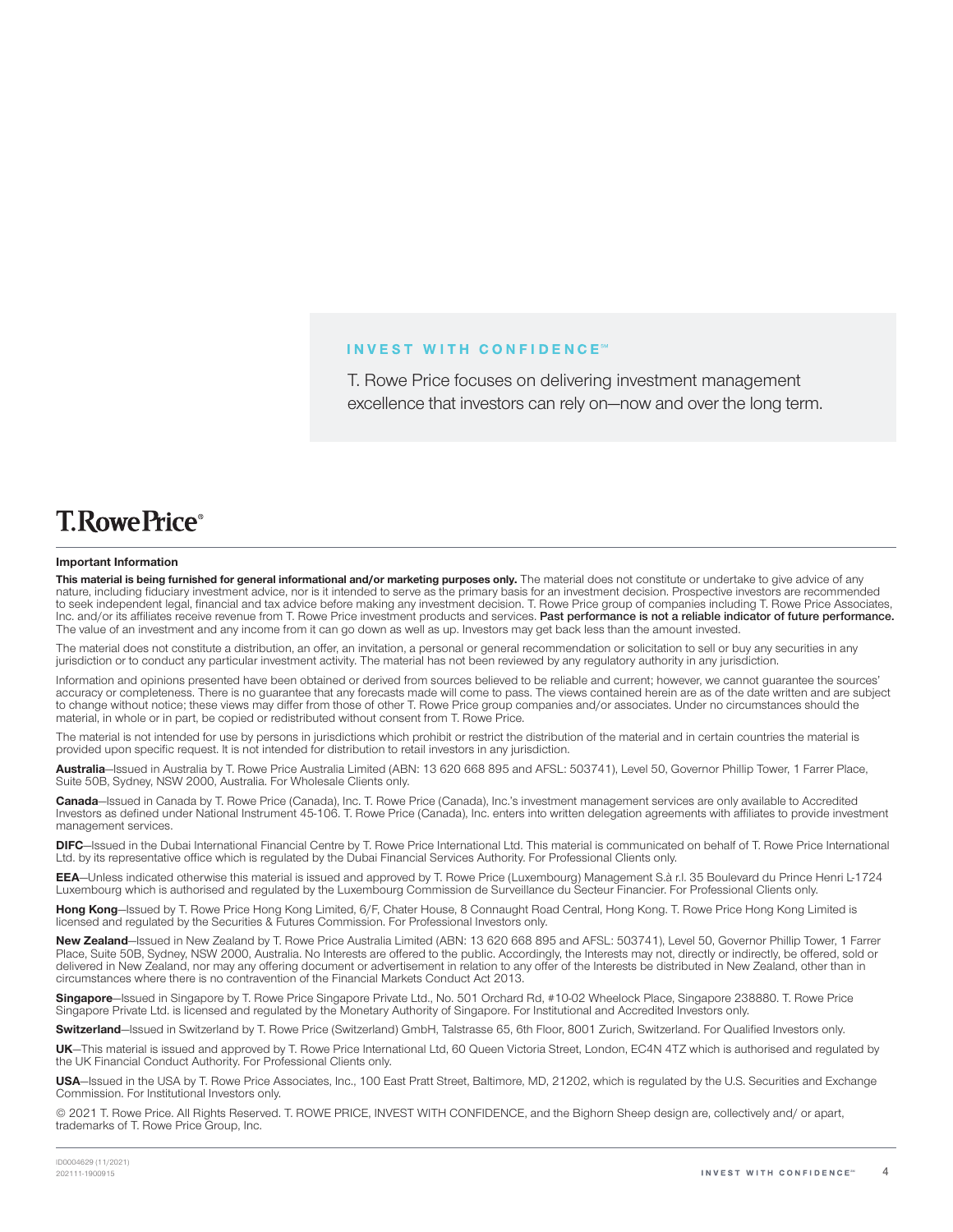**INVEST WITH CONFIDENCE℠**

T. Rowe Price focuses on delivering investment management excellence that investors can rely on—now and over the long term.

T. Rowe Price®

**Important Information**

**This material is being furnished for general informational and/or marketing purposes only.** The material does not constitute or undertake to give advice of any nature, including fiduciary investment advice, nor is it intended to serve as the primary basis for an investment decision. Prospective investors are recommended to seek independent legal, financial and tax advice before making any investment decision. T. Rowe Price group of companies including T. Rowe Price Associates, Inc. and/or its affiliates receive revenue from T. Rowe Price investment products and services. **Past performance is not a reliable indicator of future performance.** The value of an investment and any income from it can go down as well as up. Investors may get back less than the amount invested.

The material does not constitute a distribution, an offer, an invitation, a personal or general recommendation or solicitation to sell or buy any securities in any jurisdiction or to conduct any particular investment activity. The material has not been reviewed by any regulatory authority in any jurisdiction.

Information and opinions presented have been obtained or derived from sources believed to be reliable and current; however, we cannot guarantee the sources' accuracy or completeness. There is no guarantee that any forecasts made will come to pass. The views contained herein are as of the date written and are subject to change without notice; these views may differ from those of other T. Rowe Price group companies and/or associates. Under no circumstances should the material, in whole or in part, be copied or redistributed without consent from T. Rowe Price.

The material is not intended for use by persons in jurisdictions which prohibit or restrict the distribution of the material and in certain countries the material is provided upon specific request. It is not intended for distribution to retail investors in any jurisdiction.

**Australia**—Issued in Australia by T. Rowe Price Australia Limited (ABN: 13 620 668 895 and AFSL: 503741), Level 50, Governor Phillip Tower, 1 Farrer Place, Suite 50B, Sydney, NSW 2000, Australia. For Wholesale Clients only.

**Canada**—Issued in Canada by T. Rowe Price (Canada), Inc. T. Rowe Price (Canada), Inc.'s investment management services are only available to Accredited Investors as defined under National Instrument 45-106. T. Rowe Price (Canada), Inc. enters into written delegation agreements with affiliates to provide investment management services.

**DIFC**—Issued in the Dubai International Financial Centre by T. Rowe Price International Ltd. This material is communicated on behalf of T. Rowe Price International Ltd. by its representative office which is regulated by the Dubai Financial Services Authority. For Professional Clients only.

**EEA**—Unless indicated otherwise this material is issued and approved by T. Rowe Price (Luxembourg) Management S.à r.l. 35 Boulevard du Prince Henri L-1724 Luxembourg which is authorised and regulated by the Luxembourg Commission de Surveillance du Secteur Financier. For Professional Clients only.

**Hong Kong**—Issued by T. Rowe Price Hong Kong Limited, 6/F, Chater House, 8 Connaught Road Central, Hong Kong. T. Rowe Price Hong Kong Limited is licensed and regulated by the Securities & Futures Commission. For Professional Investors only.

**New Zealand**—Issued in New Zealand by T. Rowe Price Australia Limited (ABN: 13 620 668 895 and AFSL: 503741), Level 50, Governor Phillip Tower, 1 Farrer Place, Suite 50B, Sydney, NSW 2000, Australia. No Interests are offered to the public. Accordingly, the Interests may not, directly or indirectly, be offered, sold or delivered in New Zealand, nor may any offering document or advertisement in relation to any offer of the Interests be distributed in New Zealand, other than in circumstances where there is no contravention of the Financial Markets Conduct Act 2013.

**Singapore**—Issued in Singapore by T. Rowe Price Singapore Private Ltd., No. 501 Orchard Rd, #10-02 Wheelock Place, Singapore 238880. T. Rowe Price Singapore Private Ltd. is licensed and regulated by the Monetary Authority of Singapore. For Institutional and Accredited Investors only.

**Switzerland**—Issued in Switzerland by T. Rowe Price (Switzerland) GmbH, Talstrasse 65, 6th Floor, 8001 Zurich, Switzerland. For Qualified Investors only.

**UK**—This material is issued and approved by T. Rowe Price International Ltd, 60 Queen Victoria Street, London, EC4N 4TZ which is authorised and regulated by the UK Financial Conduct Authority. For Professional Clients only.

**USA**—Issued in the USA by T. Rowe Price Associates, Inc., 100 East Pratt Street, Baltimore, MD, 21202, which is regulated by the U.S. Securities and Exchange Commission. For Institutional Investors only.

© 2021 T. Rowe Price. All Rights Reserved. T. ROWE PRICE, INVEST WITH CONFIDENCE, and the Bighorn Sheep design are, collectively and/ or apart, trademarks of T. Rowe Price Group, Inc.

ID0004629 (11/2021)
202111-1900915